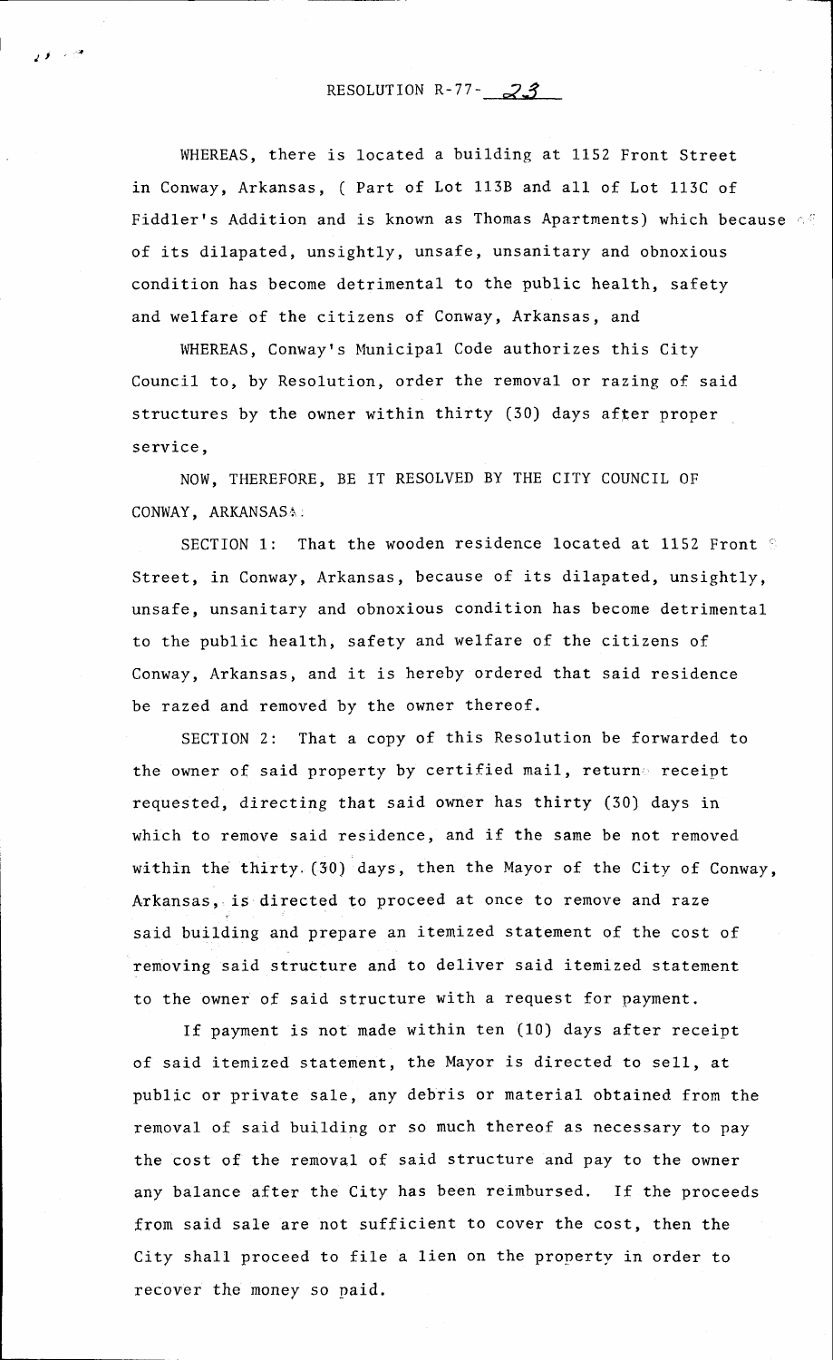# RESOLUTION R-77-23

WHEREAS, there is located a building at 1152 Front Street in Conway, Arkansas, ( Part of Lot 113B and all of Lot 113C of Fiddler's Addition and is known as Thomas Apartments) which because of its dilapated, unsightly, unsafe, unsanitary and obnoxious condition has become detrimental to the public health, safety and welfare of the citizens of Conway, Arkansas, and

WHEREAS, Conway's Municipal Code authorizes this City Council to, by Resolution, order the removal or razing of said structures by the owner within thirty (30) days after proper service,

NOW, THEREFORE, BE IT RESOLVED BY THE CITY COUNCIL OF CONWAY, ARKANSAS:

SECTION 1: That the wooden residence located at 1152 Front Street, in Conway, Arkansas, because of its dilapated, unsightly, unsafe, unsanitary and obnoxious condition has become detrimental to the public health, safety and welfare of the citizens of Conway, Arkansas, and it is hereby ordered that said residence be razed and removed by the owner thereof.

SECTION 2: That a copy of this Resolution be forwarded to the owner of said property by certified mail, return receipt requested, directing that said owner has thirty (30) days in which to remove said residence, and if the same be not removed within the thirty (30) days, then the Mayor of the City of Conway, Arkansas, is directed to proceed at once to remove and raze said building and prepare an itemized statement of the cost of removing said structure and to deliver said itemized statement to the owner of said structure with a request for payment.

If payment is not made within ten (10) days after receipt of said itemized statement, the Mayor is directed to sell, at public or private sale, any debris or material obtained from the removal of said building or so much thereof as necessary to pay the cost of the removal of said structure and pay to the owner any balance after the City has been reimbursed. If the proceeds from said sale are not sufficient to cover the cost, then the City shall proceed to file a lien on the property in order to recover the money so paid.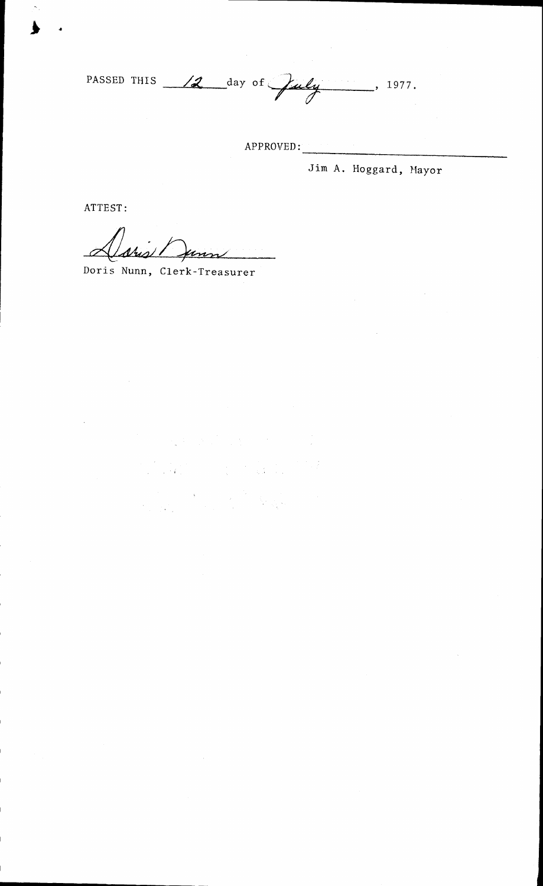PASSED THIS 12 day of July, 1977.

APPROVED: \_\_\_\_\_\_\_\_\_\_\_\_\_\_\_\_\_\_\_\_\_\_\_\_\_\_\_\_

Jim A. Hoggard, Mayor

ATTEST:

Doris Nunn

Doris Nunn, Clerk-Treasurer